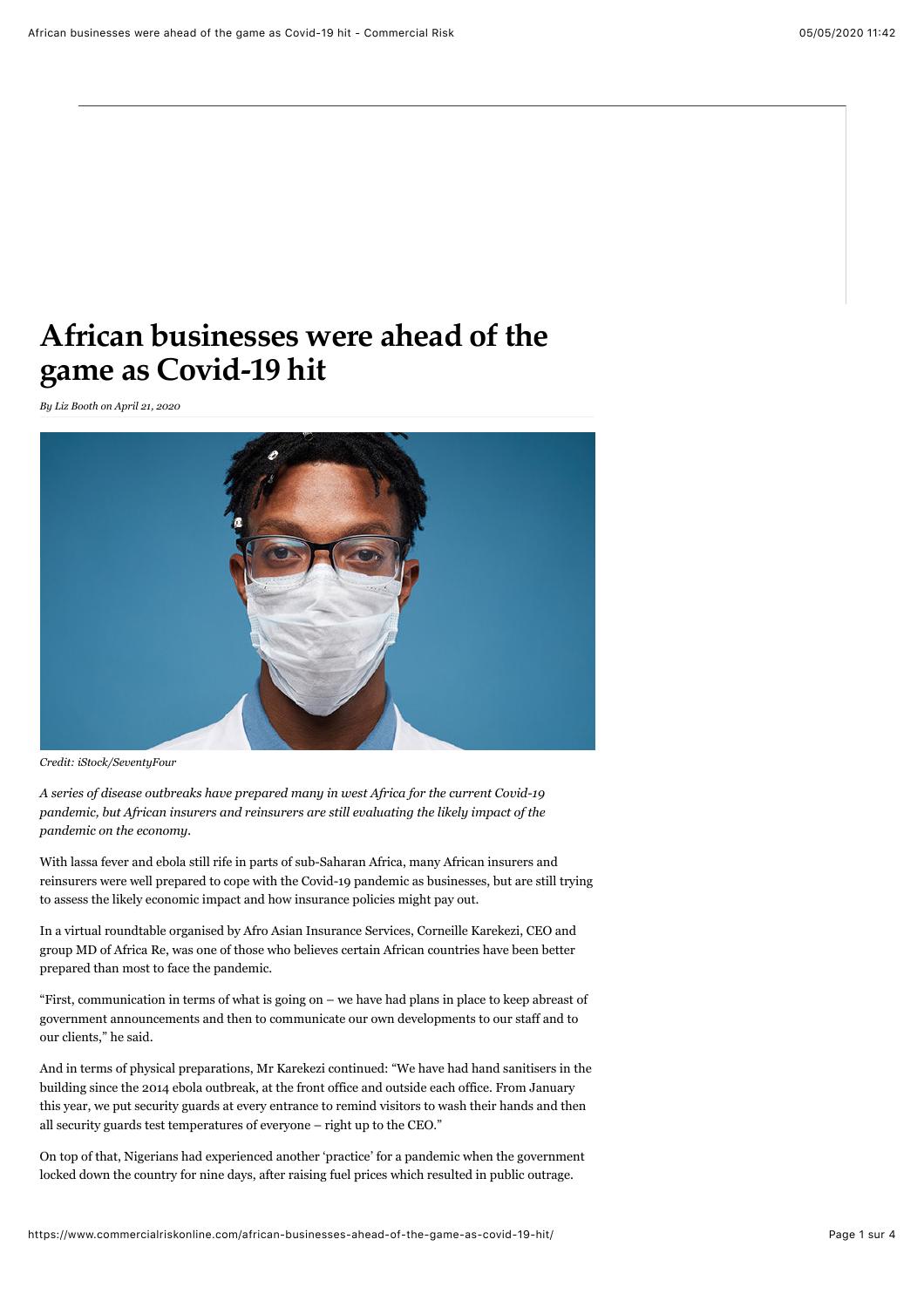# African businesses were ahead of the game as Covid-19 hit

*By Liz Booth on April 21, 2020*

*Credit: iStock/SeventyFour*

*A series of disease outbreaks have prepared many in west Africa for the current Covid-19 pandemic, but African insurers and reinsurers are still evaluating the likely impact of the pandemic on the economy.*

With lassa fever and ebola still rife in parts of sub-Saharan Africa, many African insurers and reinsurers were well prepared to cope with the Covid-19 pandemic as businesses, but are still trying to assess the likely economic impact and how insurance policies might pay out.

In a virtual roundtable organised by Afro Asian Insurance Services, Corneille Karekezi, CEO and group MD of Africa Re, was one of those who believes certain African countries have been better prepared than most to face the pandemic.

"First, communication in terms of what is going on – we have had plans in place to keep abreast of government announcements and then to communicate our own developments to our staff and to our clients," he said.

And in terms of physical preparations, Mr Karekezi continued: "We have had hand sanitisers in the building since the 2014 ebola outbreak, at the front office and outside each office. From January this year, we put security guards at every entrance to remind visitors to wash their hands and then all security guards test temperatures of everyone – right up to the CEO."

On top of that, Nigerians had experienced another 'practice' for a pandemic when the government locked down the country for nine days, after raising fuel prices which resulted in public outrage.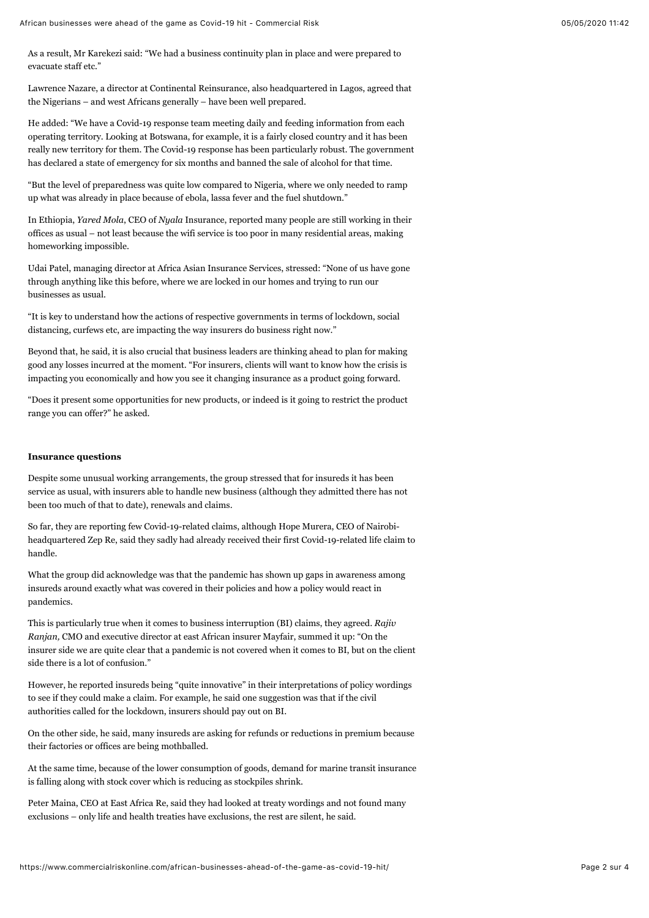As a result, Mr Karekezi said: "We had a business continuity plan in place and were prepared to evacuate staff etc."

Lawrence Nazare, a director at Continental Reinsurance, also headquartered in Lagos, agreed that the Nigerians – and west Africans generally – have been well prepared.

He added: "We have a Covid-19 response team meeting daily and feeding information from each operating territory. Looking at Botswana, for example, it is a fairly closed country and it has been really new territory for them. The Covid-19 response has been particularly robust. The government has declared a state of emergency for six months and banned the sale of alcohol for that time.

"But the level of preparedness was quite low compared to Nigeria, where we only needed to ramp up what was already in place because of ebola, lassa fever and the fuel shutdown."

In Ethiopia, *Yared Mola*, CEO of *Nyala* Insurance, reported many people are still working in their offices as usual – not least because the wifi service is too poor in many residential areas, making homeworking impossible.

Udai Patel, managing director at Africa Asian Insurance Services, stressed: "None of us have gone through anything like this before, where we are locked in our homes and trying to run our businesses as usual.

"It is key to understand how the actions of respective governments in terms of lockdown, social distancing, curfews etc, are impacting the way insurers do business right now."

Beyond that, he said, it is also crucial that business leaders are thinking ahead to plan for making good any losses incurred at the moment. "For insurers, clients will want to know how the crisis is impacting you economically and how you see it changing insurance as a product going forward.

"Does it present some opportunities for new products, or indeed is it going to restrict the product range you can offer?" he asked.

**Insurance questions**

Despite some unusual working arrangements, the group stressed that for insureds it has been service as usual, with insurers able to handle new business (although they admitted there has not been too much of that to date), renewals and claims.

So far, they are reporting few Covid-19-related claims, although Hope Murera, CEO of Nairobi-headquartered Zep Re, said they sadly had already received their first Covid-19-related life claim to handle.

What the group did acknowledge was that the pandemic has shown up gaps in awareness among insureds around exactly what was covered in their policies and how a policy would react in pandemics.

This is particularly true when it comes to business interruption (BI) claims, they agreed. *Rajiv Ranjan,* CMO and executive director at east African insurer Mayfair, summed it up: "On the insurer side we are quite clear that a pandemic is not covered when it comes to BI, but on the client side there is a lot of confusion."

However, he reported insureds being "quite innovative" in their interpretations of policy wordings to see if they could make a claim. For example, he said one suggestion was that if the civil authorities called for the lockdown, insurers should pay out on BI.

On the other side, he said, many insureds are asking for refunds or reductions in premium because their factories or offices are being mothballed.

At the same time, because of the lower consumption of goods, demand for marine transit insurance is falling along with stock cover which is reducing as stockpiles shrink.

Peter Maina, CEO at East Africa Re, said they had looked at treaty wordings and not found many exclusions – only life and health treaties have exclusions, the rest are silent, he said.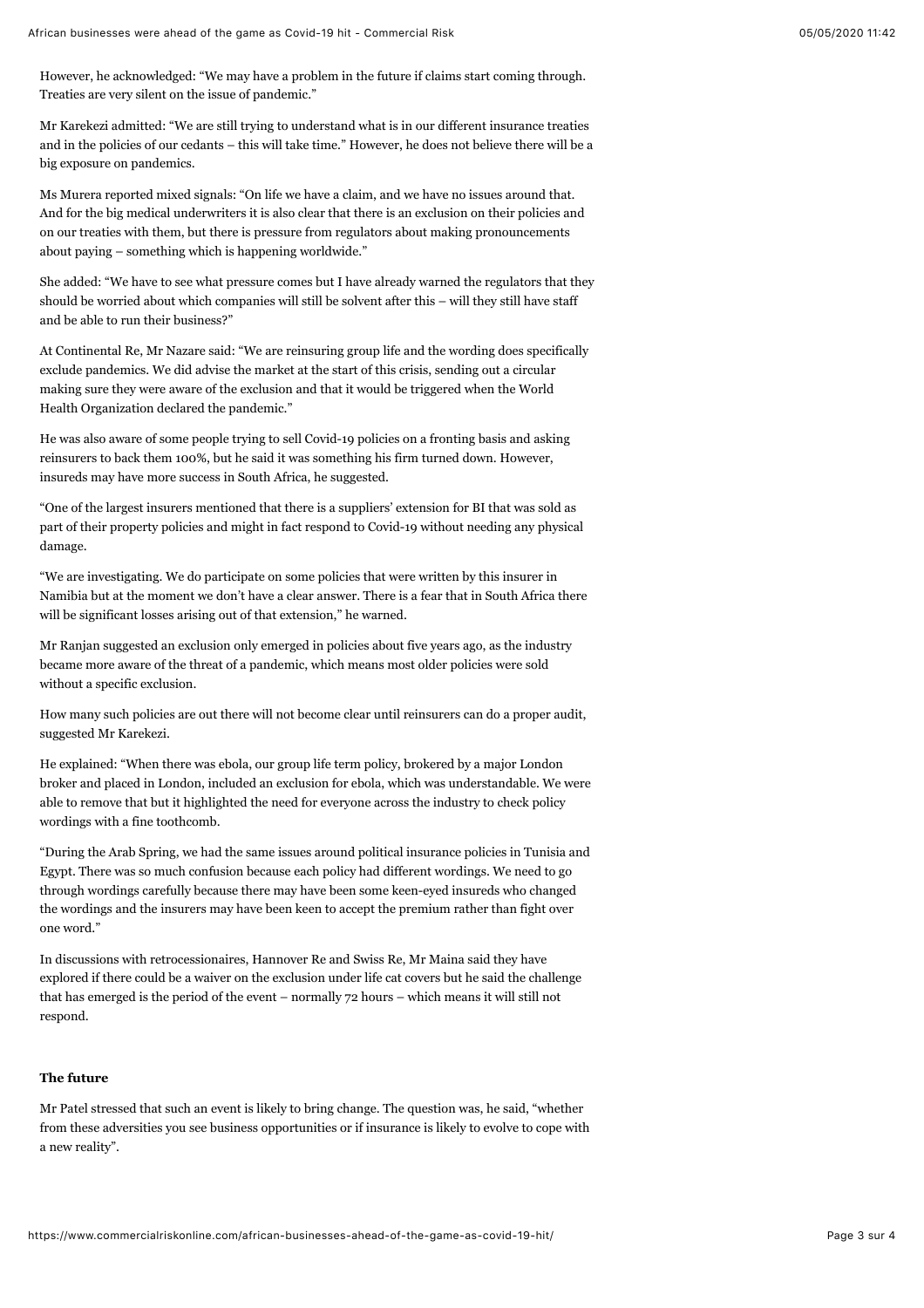However, he acknowledged: "We may have a problem in the future if claims start coming through. Treaties are very silent on the issue of pandemic."

Mr Karekezi admitted: "We are still trying to understand what is in our different insurance treaties and in the policies of our cedants – this will take time." However, he does not believe there will be a big exposure on pandemics.

Ms Murera reported mixed signals: "On life we have a claim, and we have no issues around that. And for the big medical underwriters it is also clear that there is an exclusion on their policies and on our treaties with them, but there is pressure from regulators about making pronouncements about paying – something which is happening worldwide."

She added: "We have to see what pressure comes but I have already warned the regulators that they should be worried about which companies will still be solvent after this – will they still have staff and be able to run their business?"

At Continental Re, Mr Nazare said: "We are reinsuring group life and the wording does specifically exclude pandemics. We did advise the market at the start of this crisis, sending out a circular making sure they were aware of the exclusion and that it would be triggered when the World Health Organization declared the pandemic."

He was also aware of some people trying to sell Covid-19 policies on a fronting basis and asking reinsurers to back them 100%, but he said it was something his firm turned down. However, insureds may have more success in South Africa, he suggested.

"One of the largest insurers mentioned that there is a suppliers' extension for BI that was sold as part of their property policies and might in fact respond to Covid-19 without needing any physical damage.

"We are investigating. We do participate on some policies that were written by this insurer in Namibia but at the moment we don't have a clear answer. There is a fear that in South Africa there will be significant losses arising out of that extension," he warned.

Mr Ranjan suggested an exclusion only emerged in policies about five years ago, as the industry became more aware of the threat of a pandemic, which means most older policies were sold without a specific exclusion.

How many such policies are out there will not become clear until reinsurers can do a proper audit, suggested Mr Karekezi.

He explained: "When there was ebola, our group life term policy, brokered by a major London broker and placed in London, included an exclusion for ebola, which was understandable. We were able to remove that but it highlighted the need for everyone across the industry to check policy wordings with a fine toothcomb.

"During the Arab Spring, we had the same issues around political insurance policies in Tunisia and Egypt. There was so much confusion because each policy had different wordings. We need to go through wordings carefully because there may have been some keen-eyed insureds who changed the wordings and the insurers may have been keen to accept the premium rather than fight over one word."

In discussions with retrocessionaires, Hannover Re and Swiss Re, Mr Maina said they have explored if there could be a waiver on the exclusion under life cat covers but he said the challenge that has emerged is the period of the event – normally 72 hours – which means it will still not respond.

**The future**

Mr Patel stressed that such an event is likely to bring change. The question was, he said, "whether from these adversities you see business opportunities or if insurance is likely to evolve to cope with a new reality".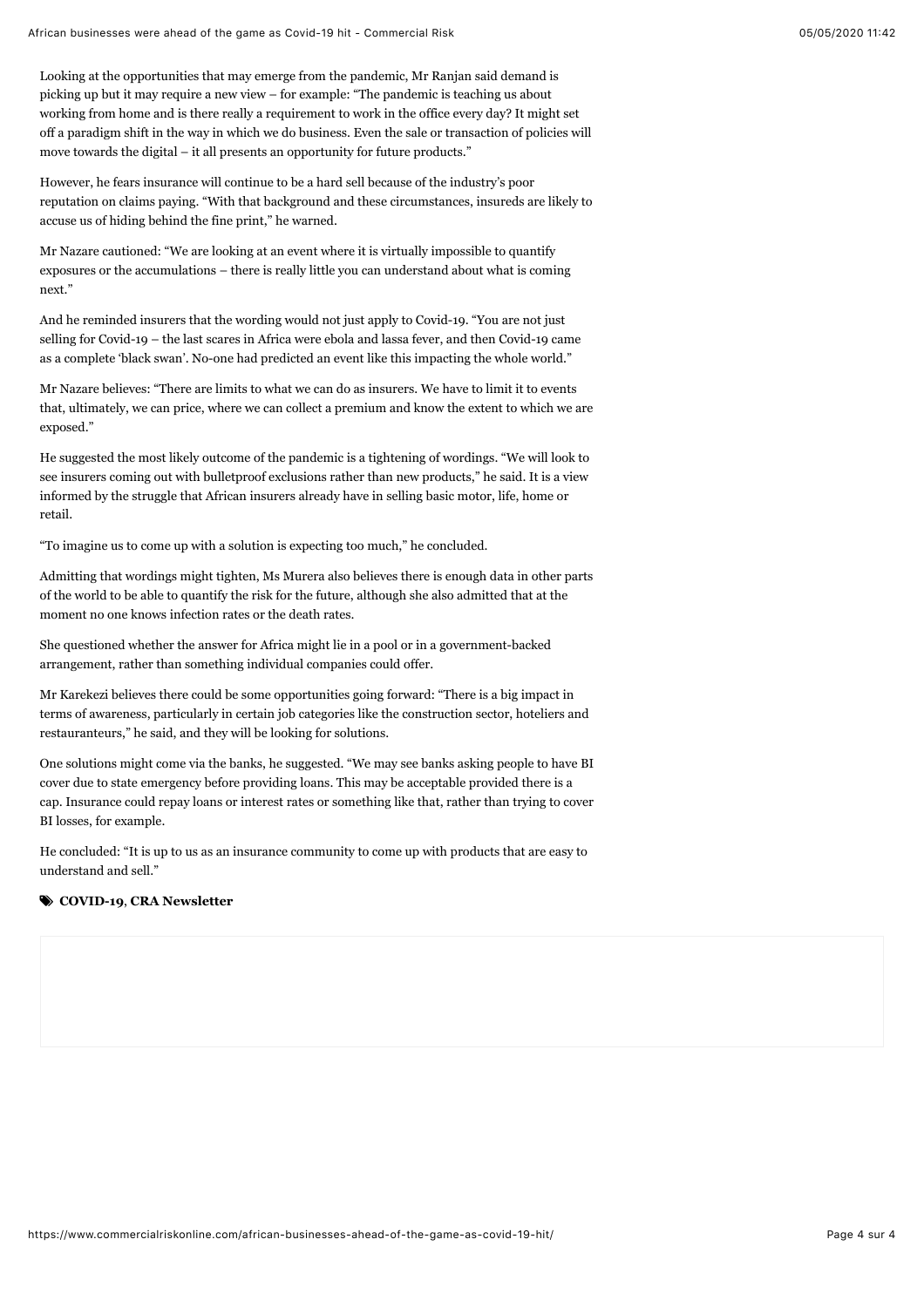Looking at the opportunities that may emerge from the pandemic, Mr Ranjan said demand is picking up but it may require a new view – for example: "The pandemic is teaching us about working from home and is there really a requirement to work in the office every day? It might set off a paradigm shift in the way in which we do business. Even the sale or transaction of policies will move towards the digital – it all presents an opportunity for future products."

However, he fears insurance will continue to be a hard sell because of the industry's poor reputation on claims paying. "With that background and these circumstances, insureds are likely to accuse us of hiding behind the fine print," he warned.

Mr Nazare cautioned: "We are looking at an event where it is virtually impossible to quantify exposures or the accumulations – there is really little you can understand about what is coming next."

And he reminded insurers that the wording would not just apply to Covid-19. "You are not just selling for Covid-19 – the last scares in Africa were ebola and lassa fever, and then Covid-19 came as a complete 'black swan'. No-one had predicted an event like this impacting the whole world."

Mr Nazare believes: "There are limits to what we can do as insurers. We have to limit it to events that, ultimately, we can price, where we can collect a premium and know the extent to which we are exposed."

He suggested the most likely outcome of the pandemic is a tightening of wordings. "We will look to see insurers coming out with bulletproof exclusions rather than new products," he said. It is a view informed by the struggle that African insurers already have in selling basic motor, life, home or retail.

"To imagine us to come up with a solution is expecting too much," he concluded.

Admitting that wordings might tighten, Ms Murera also believes there is enough data in other parts of the world to be able to quantify the risk for the future, although she also admitted that at the moment no one knows infection rates or the death rates.

She questioned whether the answer for Africa might lie in a pool or in a government-backed arrangement, rather than something individual companies could offer.

Mr Karekezi believes there could be some opportunities going forward: "There is a big impact in terms of awareness, particularly in certain job categories like the construction sector, hoteliers and restaurateurs," he said, and they will be looking for solutions.

One solutions might come via the banks, he suggested. "We may see banks asking people to have BI cover due to state emergency before providing loans. This may be acceptable provided there is a cap. Insurance could repay loans or interest rates or something like that, rather than trying to cover BI losses, for example.

He concluded: "It is up to us as an insurance community to come up with products that are easy to understand and sell."

**COVID-19**, **CRA Newsletter**